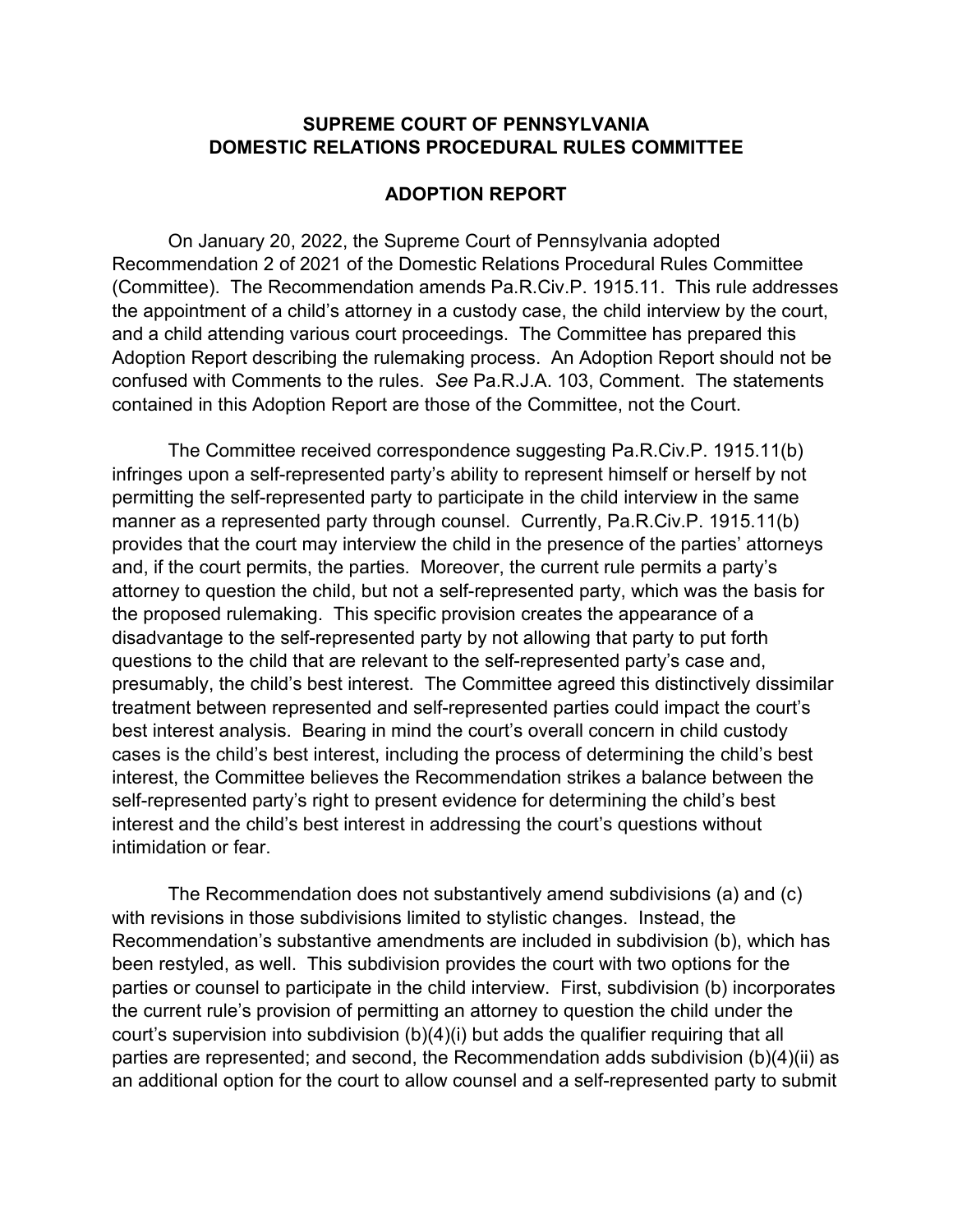# SUPREME COURT OF PENNSYLVANIA
# DOMESTIC RELATIONS PROCEDURAL RULES COMMITTEE

## ADOPTION REPORT

On January 20, 2022, the Supreme Court of Pennsylvania adopted Recommendation 2 of 2021 of the Domestic Relations Procedural Rules Committee (Committee). The Recommendation amends Pa.R.Civ.P. 1915.11. This rule addresses the appointment of a child's attorney in a custody case, the child interview by the court, and a child attending various court proceedings. The Committee has prepared this Adoption Report describing the rulemaking process. An Adoption Report should not be confused with Comments to the rules. *See* Pa.R.J.A. 103, Comment. The statements contained in this Adoption Report are those of the Committee, not the Court.

The Committee received correspondence suggesting Pa.R.Civ.P. 1915.11(b) infringes upon a self-represented party's ability to represent himself or herself by not permitting the self-represented party to participate in the child interview in the same manner as a represented party through counsel. Currently, Pa.R.Civ.P. 1915.11(b) provides that the court may interview the child in the presence of the parties' attorneys and, if the court permits, the parties. Moreover, the current rule permits a party's attorney to question the child, but not a self-represented party, which was the basis for the proposed rulemaking. This specific provision creates the appearance of a disadvantage to the self-represented party by not allowing that party to put forth questions to the child that are relevant to the self-represented party's case and, presumably, the child's best interest. The Committee agreed this distinctively dissimilar treatment between represented and self-represented parties could impact the court's best interest analysis. Bearing in mind the court's overall concern in child custody cases is the child's best interest, including the process of determining the child's best interest, the Committee believes the Recommendation strikes a balance between the self-represented party's right to present evidence for determining the child's best interest and the child's best interest in addressing the court's questions without intimidation or fear.

The Recommendation does not substantively amend subdivisions (a) and (c) with revisions in those subdivisions limited to stylistic changes. Instead, the Recommendation's substantive amendments are included in subdivision (b), which has been restyled, as well. This subdivision provides the court with two options for the parties or counsel to participate in the child interview. First, subdivision (b) incorporates the current rule's provision of permitting an attorney to question the child under the court's supervision into subdivision (b)(4)(i) but adds the qualifier requiring that all parties are represented; and second, the Recommendation adds subdivision (b)(4)(ii) as an additional option for the court to allow counsel and a self-represented party to submit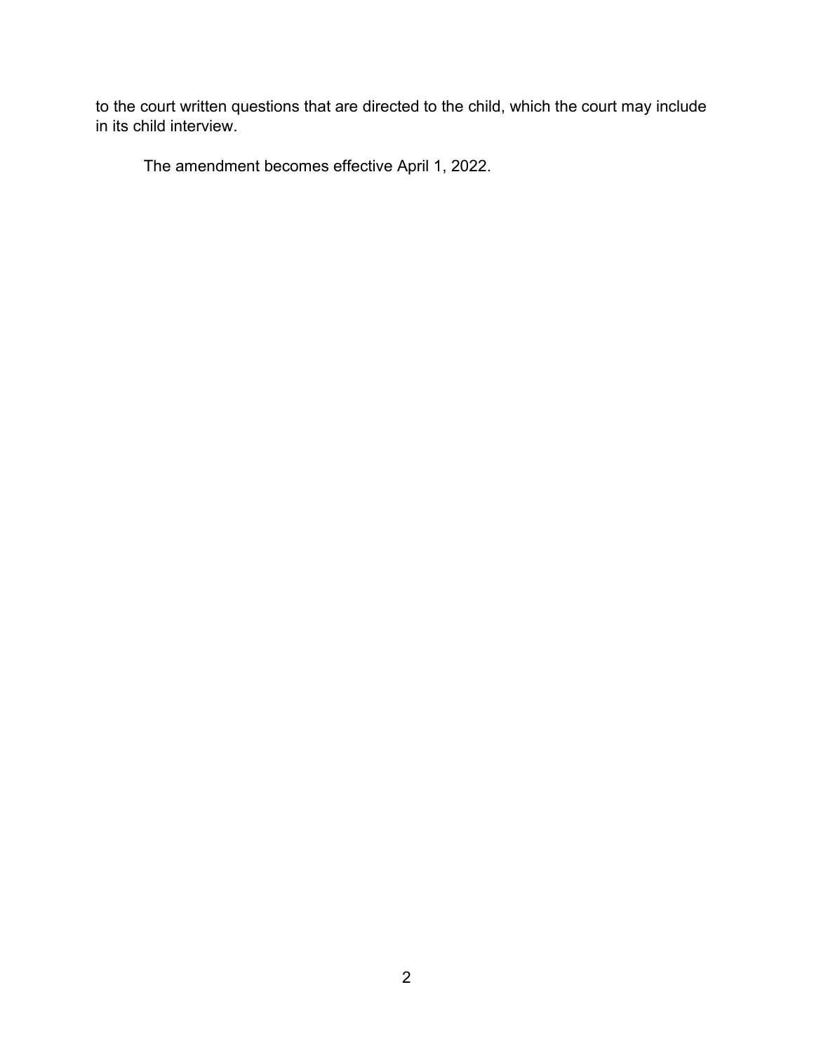to the court written questions that are directed to the child, which the court may include in its child interview.

The amendment becomes effective April 1, 2022.